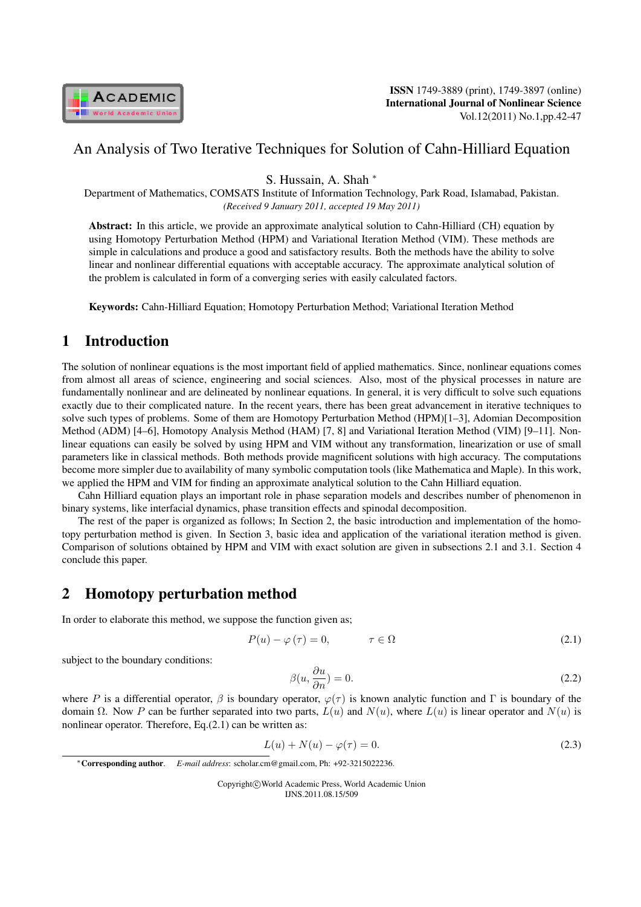# An Analysis of Two Iterative Techniques for Solution of Cahn-Hilliard Equation

S. Hussain, A. Shah *

Department of Mathematics, COMSATS Institute of Information Technology, Park Road, Islamabad, Pakistan.

*(Received 9 January 2011, accepted 19 May 2011)*

**Abstract:** In this article, we provide an approximate analytical solution to Cahn-Hilliard (CH) equation by using Homotopy Perturbation Method (HPM) and Variational Iteration Method (VIM). These methods are simple in calculations and produce a good and satisfactory results. Both the methods have the ability to solve linear and nonlinear differential equations with acceptable accuracy. The approximate analytical solution of the problem is calculated in form of a converging series with easily calculated factors.

**Keywords:** Cahn-Hilliard Equation; Homotopy Perturbation Method; Variational Iteration Method

## 1 Introduction

The solution of nonlinear equations is the most important field of applied mathematics. Since, nonlinear equations comes from almost all areas of science, engineering and social sciences. Also, most of the physical processes in nature are fundamentally nonlinear and are delineated by nonlinear equations. In general, it is very difficult to solve such equations exactly due to their complicated nature. In the recent years, there has been great advancement in iterative techniques to solve such types of problems. Some of them are Homotopy Perturbation Method (HPM)[1–3], Adomian Decomposition Method (ADM) [4–6], Homotopy Analysis Method (HAM) [7, 8] and Variational Iteration Method (VIM) [9–11]. Nonlinear equations can easily be solved by using HPM and VIM without any transformation, linearization or use of small parameters like in classical methods. Both methods provide magnificent solutions with high accuracy. The computations become more simpler due to availability of many symbolic computation tools (like Mathematica and Maple). In this work, we applied the HPM and VIM for finding an approximate analytical solution to the Cahn Hilliard equation.

Cahn Hilliard equation plays an important role in phase separation models and describes number of phenomenon in binary systems, like interfacial dynamics, phase transition effects and spinodal decomposition.

The rest of the paper is organized as follows; In Section 2, the basic introduction and implementation of the homotopy perturbation method is given. In Section 3, basic idea and application of the variational iteration method is given. Comparison of solutions obtained by HPM and VIM with exact solution are given in subsections 2.1 and 3.1. Section 4 conclude this paper.

## 2 Homotopy perturbation method

In order to elaborate this method, we suppose the function given as;

$$P(u) - \varphi(\tau) = 0, \qquad \tau \in \Omega \tag{2.1}$$

subject to the boundary conditions:

$$\beta(u, \frac{\partial u}{\partial n}) = 0. \tag{2.2}$$

where $P$ is a differential operator, $\beta$ is boundary operator, $\varphi(\tau)$ is known analytic function and $\Gamma$ is boundary of the domain $\Omega$. Now $P$ can be further separated into two parts, $L(u)$ and $N(u)$, where $L(u)$ is linear operator and $N(u)$ is nonlinear operator. Therefore, Eq.(2.1) can be written as:

$$L(u) + N(u) - \varphi(\tau) = 0. \tag{2.3}$$

*Corresponding author. *E-mail address*: scholar.cm@gmail.com, Ph: +92-3215022236.

Copyright©World Academic Press, World Academic Union
IJNS.2011.08.15/509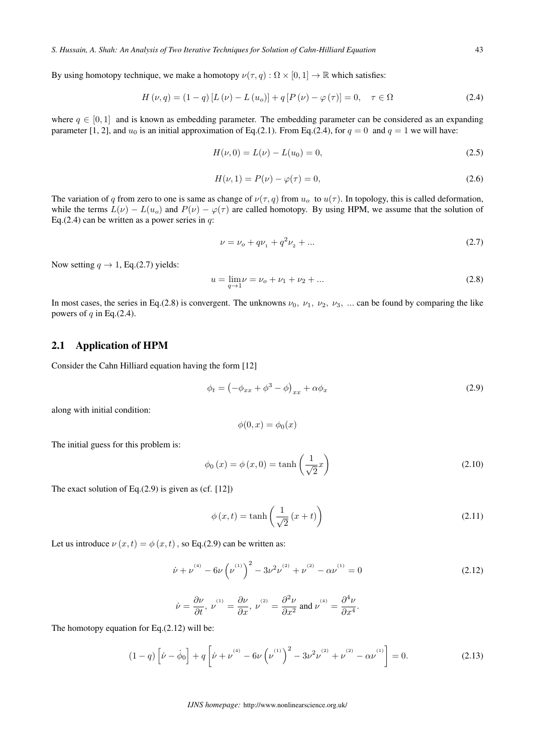By using homotopy technique, we make a homotopy $\nu(\tau, q) : \Omega \times [0,1] \to \mathbb{R}$ which satisfies:

$$H(\nu, q) = (1-q)\left[L(\nu) - L(u_o)\right] + q\left[P(\nu) - \varphi(\tau)\right] = 0, \quad \tau \in \Omega \tag{2.4}$$

where $q \in [0,1]$ and is known as embedding parameter. The embedding parameter can be considered as an expanding parameter [1, 2], and $u_0$ is an initial approximation of Eq.(2.1). From Eq.(2.4), for $q = 0$ and $q = 1$ we will have:

$$H(\nu, 0) = L(\nu) - L(u_0) = 0, \tag{2.5}$$

$$H(\nu, 1) = P(\nu) - \varphi(\tau) = 0, \tag{2.6}$$

The variation of $q$ from zero to one is same as change of $\nu(\tau, q)$ from $u_o$ to $u(\tau)$. In topology, this is called deformation, while the terms $L(\nu) - L(u_o)$ and $P(\nu) - \varphi(\tau)$ are called homotopy. By using HPM, we assume that the solution of Eq.(2.4) can be written as a power series in $q$:

$$\nu = \nu_o + q\nu_1 + q^2\nu_2 + ... \tag{2.7}$$

Now setting $q \to 1$, Eq.(2.7) yields:

$$u = \lim_{q \to 1} \nu = \nu_o + \nu_1 + \nu_2 + ... \tag{2.8}$$

In most cases, the series in Eq.(2.8) is convergent. The unknowns $\nu_0,\ \nu_1,\ \nu_2,\ \nu_3,\ ...$ can be found by comparing the like powers of $q$ in Eq.(2.4).

## 2.1 Application of HPM

Consider the Cahn Hilliard equation having the form [12]

$$\phi_t = \left(-\phi_{xx} + \phi^3 - \phi\right)_{xx} + \alpha\phi_x \tag{2.9}$$

along with initial condition:

$$\phi(0, x) = \phi_0(x)$$

The initial guess for this problem is:

$$\phi_0(x) = \phi(x, 0) = \tanh\left(\frac{1}{\sqrt{2}}x\right) \tag{2.10}$$

The exact solution of Eq.(2.9) is given as (cf. [12])

$$\phi(x, t) = \tanh\left(\frac{1}{\sqrt{2}}(x + t)\right) \tag{2.11}$$

Let us introduce $\nu(x, t) = \phi(x, t)$, so Eq.(2.9) can be written as:

$$\dot{\nu} + \nu^{(4)} - 6\nu\left(\nu^{(1)}\right)^2 - 3\nu^2\nu^{(2)} + \nu^{(2)} - \alpha\nu^{(1)} = 0 \tag{2.12}$$

$$\dot{\nu} = \frac{\partial \nu}{\partial t},\ \nu^{(1)} = \frac{\partial \nu}{\partial x},\ \nu^{(2)} = \frac{\partial^2 \nu}{\partial x^2} \text{ and } \nu^{(4)} = \frac{\partial^4 \nu}{\partial x^4}.$$

The homotopy equation for Eq.(2.12) will be:

$$(1-q)\left[\dot{\nu} - \dot{\phi}_0\right] + q\left[\dot{\nu} + \nu^{(4)} - 6\nu\left(\nu^{(1)}\right)^2 - 3\nu^2\nu^{(2)} + \nu^{(2)} - \alpha\nu^{(1)}\right] = 0. \tag{2.13}$$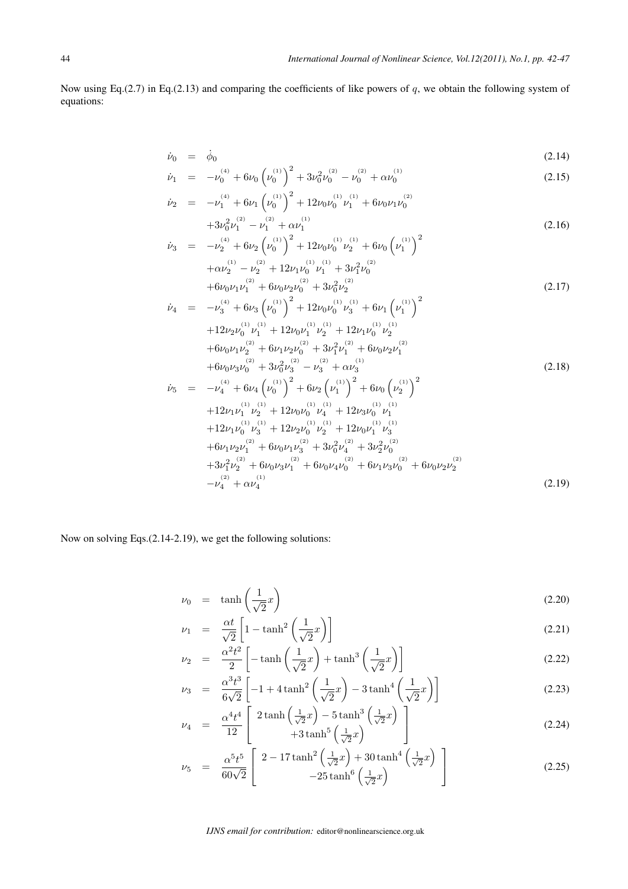Now using Eq.(2.7) in Eq.(2.13) and comparing the coefficients of like powers of $q$, we obtain the following system of equations:

$$\dot{\nu}_0 = \dot{\phi}_0 \tag{2.14}$$

$$\dot{\nu}_1 = -\nu_0^{(4)} + 6\nu_0 \left(\nu_0^{(1)}\right)^2 + 3\nu_0^2 \nu_0^{(2)} - \nu_0^{(2)} + \alpha \nu_0^{(1)} \tag{2.15}$$

$$\begin{aligned} \dot{\nu}_2 = & -\nu_1^{(4)} + 6\nu_1 \left(\nu_0^{(1)}\right)^2 + 12\nu_0 \nu_0^{(1)} \nu_1^{(1)} + 6\nu_0 \nu_1 \nu_0^{(2)} \\ & + 3\nu_0^2 \nu_1^{(2)} - \nu_1^{(2)} + \alpha \nu_1^{(1)} \end{aligned} \tag{2.16}$$

$$\begin{aligned} \dot{\nu}_3 = & -\nu_2^{(4)} + 6\nu_2 \left(\nu_0^{(1)}\right)^2 + 12\nu_0 \nu_0^{(1)} \nu_2^{(1)} + 6\nu_0 \left(\nu_1^{(1)}\right)^2 \\ & + \alpha \nu_2^{(1)} - \nu_2^{(2)} + 12\nu_1 \nu_0^{(1)} \nu_1^{(1)} + 3\nu_1^2 \nu_0^{(2)} \\ & + 6\nu_0 \nu_1 \nu_1^{(2)} + 6\nu_0 \nu_2 \nu_0^{(2)} + 3\nu_0^2 \nu_2^{(2)} \end{aligned} \tag{2.17}$$

$$\begin{aligned} \dot{\nu}_4 = & -\nu_3^{(4)} + 6\nu_3 \left(\nu_0^{(1)}\right)^2 + 12\nu_0 \nu_0^{(1)} \nu_3^{(1)} + 6\nu_1 \left(\nu_1^{(1)}\right)^2 \\ & + 12\nu_2 \nu_0^{(1)} \nu_1^{(1)} + 12\nu_0 \nu_1^{(1)} \nu_2^{(1)} + 12\nu_1 \nu_0^{(1)} \nu_2^{(1)} \\ & + 6\nu_0 \nu_1 \nu_2^{(2)} + 6\nu_1 \nu_2 \nu_0^{(2)} + 3\nu_1^2 \nu_1^{(2)} + 6\nu_0 \nu_2 \nu_1^{(2)} \\ & + 6\nu_0 \nu_3 \nu_0^{(2)} + 3\nu_0^2 \nu_3^{(2)} - \nu_3^{(2)} + \alpha \nu_3^{(1)} \end{aligned} \tag{2.18}$$

$$\begin{aligned} \dot{\nu}_5 = & -\nu_4^{(4)} + 6\nu_4 \left(\nu_0^{(1)}\right)^2 + 6\nu_2 \left(\nu_1^{(1)}\right)^2 + 6\nu_0 \left(\nu_2^{(1)}\right)^2 \\ & + 12\nu_1 \nu_1^{(1)} \nu_2^{(1)} + 12\nu_0 \nu_0^{(1)} \nu_4^{(1)} + 12\nu_3 \nu_0^{(1)} \nu_1^{(1)} \\ & + 12\nu_1 \nu_0^{(1)} \nu_3^{(1)} + 12\nu_2 \nu_0^{(1)} \nu_2^{(1)} + 12\nu_0 \nu_1^{(1)} \nu_3^{(1)} \\ & + 6\nu_1 \nu_2 \nu_1^{(2)} + 6\nu_0 \nu_1 \nu_3^{(2)} + 3\nu_0^2 \nu_4^{(2)} + 3\nu_2^2 \nu_0^{(2)} \\ & + 3\nu_1^2 \nu_2^{(2)} + 6\nu_0 \nu_3 \nu_1^{(2)} + 6\nu_0 \nu_4 \nu_0^{(2)} + 6\nu_1 \nu_3 \nu_0^{(2)} + 6\nu_0 \nu_2 \nu_2^{(2)} \\ & - \nu_4^{(2)} + \alpha \nu_4^{(1)} \end{aligned} \tag{2.19}$$

Now on solving Eqs.(2.14-2.19), we get the following solutions:

$$\nu_0 = \tanh\left(\frac{1}{\sqrt{2}}x\right) \tag{2.20}$$

$$\nu_1 = \frac{\alpha t}{\sqrt{2}}\left[1 - \tanh^2\left(\frac{1}{\sqrt{2}}x\right)\right] \tag{2.21}$$

$$\nu_2 = \frac{\alpha^2 t^2}{2}\left[-\tanh\left(\frac{1}{\sqrt{2}}x\right) + \tanh^3\left(\frac{1}{\sqrt{2}}x\right)\right] \tag{2.22}$$

$$\nu_3 = \frac{\alpha^3 t^3}{6\sqrt{2}}\left[-1 + 4\tanh^2\left(\frac{1}{\sqrt{2}}x\right) - 3\tanh^4\left(\frac{1}{\sqrt{2}}x\right)\right] \tag{2.23}$$

$$\nu_4 = \frac{\alpha^4 t^4}{12}\left[\begin{array}{c} 2\tanh\left(\frac{1}{\sqrt{2}}x\right) - 5\tanh^3\left(\frac{1}{\sqrt{2}}x\right) \\ +3\tanh^5\left(\frac{1}{\sqrt{2}}x\right) \end{array}\right] \tag{2.24}$$

$$\nu_5 = \frac{\alpha^5 t^5}{60\sqrt{2}}\left[\begin{array}{c} 2 - 17\tanh^2\left(\frac{1}{\sqrt{2}}x\right) + 30\tanh^4\left(\frac{1}{\sqrt{2}}x\right) \\ -25\tanh^6\left(\frac{1}{\sqrt{2}}x\right) \end{array}\right] \tag{2.25}$$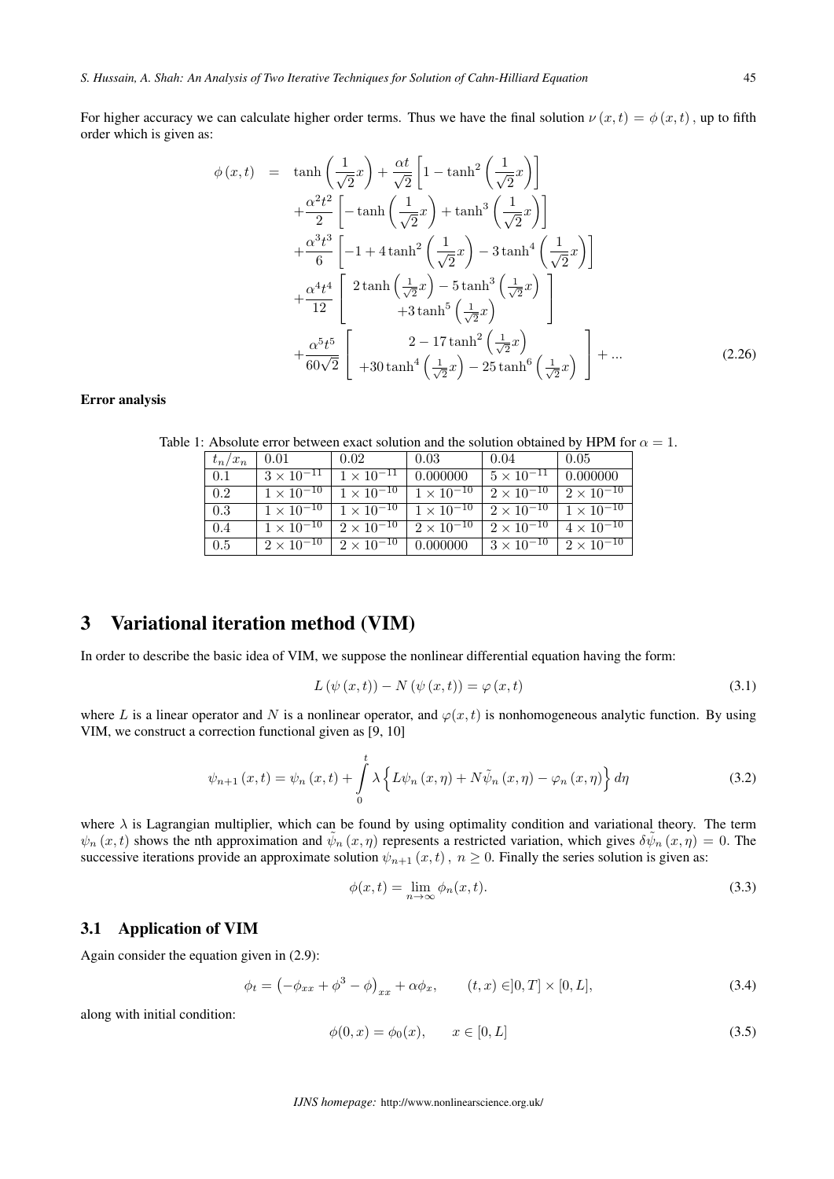For higher accuracy we can calculate higher order terms. Thus we have the final solution $\nu(x,t) = \phi(x,t)$, up to fifth order which is given as:

$$
\begin{aligned}
\phi(x,t) \;=\; & \tanh\left(\frac{1}{\sqrt{2}}x\right) + \frac{\alpha t}{\sqrt{2}}\left[1 - \tanh^2\left(\frac{1}{\sqrt{2}}x\right)\right] \\
& + \frac{\alpha^2 t^2}{2}\left[-\tanh\left(\frac{1}{\sqrt{2}}x\right) + \tanh^3\left(\frac{1}{\sqrt{2}}x\right)\right] \\
& + \frac{\alpha^3 t^3}{6}\left[-1 + 4\tanh^2\left(\frac{1}{\sqrt{2}}x\right) - 3\tanh^4\left(\frac{1}{\sqrt{2}}x\right)\right] \\
& + \frac{\alpha^4 t^4}{12}\left[\begin{array}{c} 2\tanh\left(\frac{1}{\sqrt{2}}x\right) - 5\tanh^3\left(\frac{1}{\sqrt{2}}x\right) \\ +3\tanh^5\left(\frac{1}{\sqrt{2}}x\right) \end{array}\right] \\
& + \frac{\alpha^5 t^5}{60\sqrt{2}}\left[\begin{array}{c} 2 - 17\tanh^2\left(\frac{1}{\sqrt{2}}x\right) \\ +30\tanh^4\left(\frac{1}{\sqrt{2}}x\right) - 25\tanh^6\left(\frac{1}{\sqrt{2}}x\right) \end{array}\right] + \ldots
\end{aligned}
\tag{2.26}
$$

**Error analysis**

Table 1: Absolute error between exact solution and the solution obtained by HPM for $\alpha = 1$.

| $t_n/x_n$ | 0.01 | 0.02 | 0.03 | 0.04 | 0.05 |
|---|---|---|---|---|---|
| 0.1 | $3 \times 10^{-11}$ | $1 \times 10^{-11}$ | 0.000000 | $5 \times 10^{-11}$ | 0.000000 |
| 0.2 | $1 \times 10^{-10}$ | $1 \times 10^{-10}$ | $1 \times 10^{-10}$ | $2 \times 10^{-10}$ | $2 \times 10^{-10}$ |
| 0.3 | $1 \times 10^{-10}$ | $1 \times 10^{-10}$ | $1 \times 10^{-10}$ | $2 \times 10^{-10}$ | $1 \times 10^{-10}$ |
| 0.4 | $1 \times 10^{-10}$ | $2 \times 10^{-10}$ | $2 \times 10^{-10}$ | $2 \times 10^{-10}$ | $4 \times 10^{-10}$ |
| 0.5 | $2 \times 10^{-10}$ | $2 \times 10^{-10}$ | 0.000000 | $3 \times 10^{-10}$ | $2 \times 10^{-10}$ |

# 3 Variational iteration method (VIM)

In order to describe the basic idea of VIM, we suppose the nonlinear differential equation having the form:

$$L(\psi(x,t)) - N(\psi(x,t)) = \varphi(x,t) \tag{3.1}$$

where $L$ is a linear operator and $N$ is a nonlinear operator, and $\varphi(x,t)$ is nonhomogeneous analytic function. By using VIM, we construct a correction functional given as [9, 10]

$$\psi_{n+1}(x,t) = \psi_n(x,t) + \int_0^t \lambda\left\{L\psi_n(x,\eta) + N\tilde{\psi}_n(x,\eta) - \varphi_n(x,\eta)\right\}d\eta \tag{3.2}$$

where $\lambda$ is Lagrangian multiplier, which can be found by using optimality condition and variational theory. The term $\psi_n(x,t)$ shows the nth approximation and $\tilde{\psi}_n(x,\eta)$ represents a restricted variation, which gives $\delta\tilde{\psi}_n(x,\eta) = 0$. The successive iterations provide an approximate solution $\psi_{n+1}(x,t)$, $n \geq 0$. Finally the series solution is given as:

$$\phi(x,t) = \lim_{n\to\infty} \phi_n(x,t). \tag{3.3}$$

## 3.1 Application of VIM

Again consider the equation given in (2.9):

$$\phi_t = \left(-\phi_{xx} + \phi^3 - \phi\right)_{xx} + \alpha\phi_x, \qquad (t,x) \in ]0,T] \times [0,L], \tag{3.4}$$

along with initial condition:

$$\phi(0,x) = \phi_0(x), \qquad x \in [0,L] \tag{3.5}$$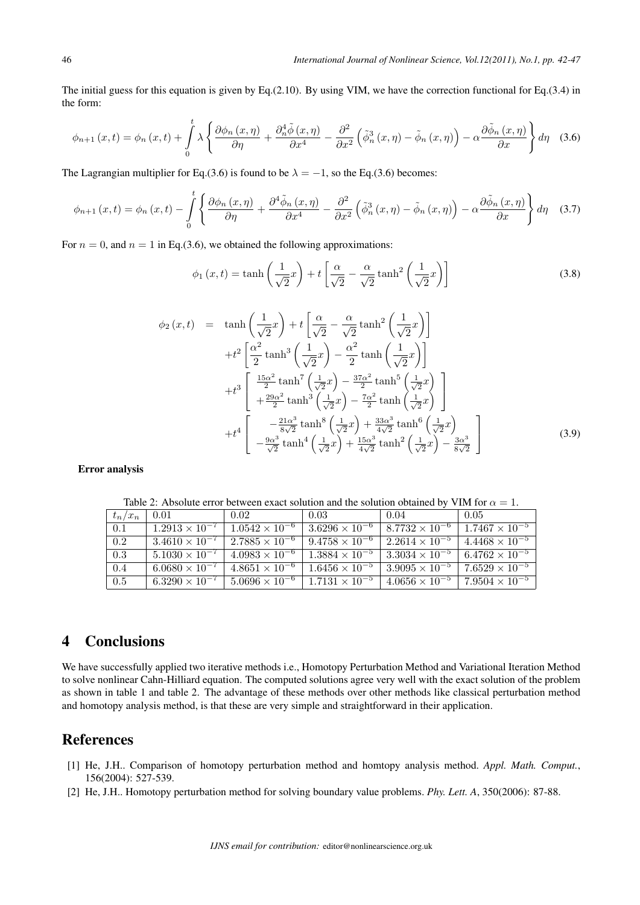The initial guess for this equation is given by Eq.(2.10). By using VIM, we have the correction functional for Eq.(3.4) in the form:

$$\phi_{n+1}(x,t) = \phi_n(x,t) + \int_0^t \lambda \left\{ \frac{\partial \phi_n(x,\eta)}{\partial \eta} + \frac{\partial_n^4 \tilde{\phi}(x,\eta)}{\partial x^4} - \frac{\partial^2}{\partial x^2}\left(\tilde{\phi}_n^3(x,\eta) - \tilde{\phi}_n(x,\eta)\right) - \alpha \frac{\partial \tilde{\phi}_n(x,\eta)}{\partial x} \right\} d\eta \quad (3.6)$$

The Lagrangian multiplier for Eq.(3.6) is found to be $\lambda = -1$, so the Eq.(3.6) becomes:

$$\phi_{n+1}(x,t) = \phi_n(x,t) - \int_0^t \left\{ \frac{\partial \phi_n(x,\eta)}{\partial \eta} + \frac{\partial^4 \tilde{\phi}_n(x,\eta)}{\partial x^4} - \frac{\partial^2}{\partial x^2}\left(\tilde{\phi}_n^3(x,\eta) - \tilde{\phi}_n(x,\eta)\right) - \alpha \frac{\partial \tilde{\phi}_n(x,\eta)}{\partial x} \right\} d\eta \quad (3.7)$$

For $n = 0$, and $n = 1$ in Eq.(3.6), we obtained the following approximations:

$$\phi_1(x,t) = \tanh\left(\frac{1}{\sqrt{2}}x\right) + t\left[\frac{\alpha}{\sqrt{2}} - \frac{\alpha}{\sqrt{2}}\tanh^2\left(\frac{1}{\sqrt{2}}x\right)\right] \quad (3.8)$$

$$\begin{aligned}
\phi_2(x,t) = {} & \tanh\left(\frac{1}{\sqrt{2}}x\right) + t\left[\frac{\alpha}{\sqrt{2}} - \frac{\alpha}{\sqrt{2}}\tanh^2\left(\frac{1}{\sqrt{2}}x\right)\right] \\
& + t^2\left[\frac{\alpha^2}{2}\tanh^3\left(\frac{1}{\sqrt{2}}x\right) - \frac{\alpha^2}{2}\tanh\left(\frac{1}{\sqrt{2}}x\right)\right] \\
& + t^3\left[\begin{array}{c} \frac{15\alpha^2}{2}\tanh^7\left(\frac{1}{\sqrt{2}}x\right) - \frac{37\alpha^2}{2}\tanh^5\left(\frac{1}{\sqrt{2}}x\right) \\ + \frac{29\alpha^2}{2}\tanh^3\left(\frac{1}{\sqrt{2}}x\right) - \frac{7\alpha^2}{2}\tanh\left(\frac{1}{\sqrt{2}}x\right) \end{array}\right] \\
& + t^4\left[\begin{array}{c} -\frac{21\alpha^3}{8\sqrt{2}}\tanh^8\left(\frac{1}{\sqrt{2}}x\right) + \frac{33\alpha^3}{4\sqrt{2}}\tanh^6\left(\frac{1}{\sqrt{2}}x\right) \\ -\frac{9\alpha^3}{\sqrt{2}}\tanh^4\left(\frac{1}{\sqrt{2}}x\right) + \frac{15\alpha^3}{4\sqrt{2}}\tanh^2\left(\frac{1}{\sqrt{2}}x\right) - \frac{3\alpha^3}{8\sqrt{2}} \end{array}\right]
\end{aligned} \quad (3.9)$$

**Error analysis**

Table 2: Absolute error between exact solution and the solution obtained by VIM for $\alpha = 1$.

| $t_n/x_n$ | 0.01 | 0.02 | 0.03 | 0.04 | 0.05 |
|---|---|---|---|---|---|
| 0.1 | $1.2913 \times 10^{-7}$ | $1.0542 \times 10^{-6}$ | $3.6296 \times 10^{-6}$ | $8.7732 \times 10^{-6}$ | $1.7467 \times 10^{-5}$ |
| 0.2 | $3.4610 \times 10^{-7}$ | $2.7885 \times 10^{-6}$ | $9.4758 \times 10^{-6}$ | $2.2614 \times 10^{-5}$ | $4.4468 \times 10^{-5}$ |
| 0.3 | $5.1030 \times 10^{-7}$ | $4.0983 \times 10^{-6}$ | $1.3884 \times 10^{-5}$ | $3.3034 \times 10^{-5}$ | $6.4762 \times 10^{-5}$ |
| 0.4 | $6.0680 \times 10^{-7}$ | $4.8651 \times 10^{-6}$ | $1.6456 \times 10^{-5}$ | $3.9095 \times 10^{-5}$ | $7.6529 \times 10^{-5}$ |
| 0.5 | $6.3290 \times 10^{-7}$ | $5.0696 \times 10^{-6}$ | $1.7131 \times 10^{-5}$ | $4.0656 \times 10^{-5}$ | $7.9504 \times 10^{-5}$ |

## 4 Conclusions

We have successfully applied two iterative methods i.e., Homotopy Perturbation Method and Variational Iteration Method to solve nonlinear Cahn-Hilliard equation. The computed solutions agree very well with the exact solution of the problem as shown in table 1 and table 2. The advantage of these methods over other methods like classical perturbation method and homotopy analysis method, is that these are very simple and straightforward in their application.

## References

[1] He, J.H.. Comparison of homotopy perturbation method and homtopy analysis method. *Appl. Math. Comput.*, 156(2004): 527-539.

[2] He, J.H.. Homotopy perturbation method for solving boundary value problems. *Phy. Lett. A*, 350(2006): 87-88.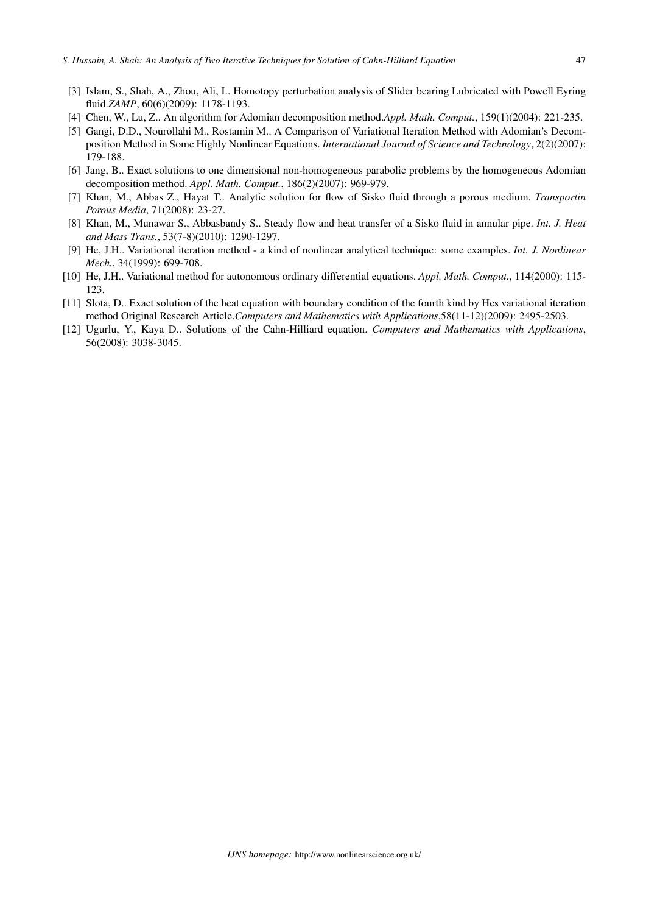[3] Islam, S., Shah, A., Zhou, Ali, I.. Homotopy perturbation analysis of Slider bearing Lubricated with Powell Eyring fluid.*ZAMP*, 60(6)(2009): 1178-1193.

[4] Chen, W., Lu, Z.. An algorithm for Adomian decomposition method.*Appl. Math. Comput.*, 159(1)(2004): 221-235.

[5] Gangi, D.D., Nourollahi M., Rostamin M.. A Comparison of Variational Iteration Method with Adomian's Decomposition Method in Some Highly Nonlinear Equations. *International Journal of Science and Technology*, 2(2)(2007): 179-188.

[6] Jang, B.. Exact solutions to one dimensional non-homogeneous parabolic problems by the homogeneous Adomian decomposition method. *Appl. Math. Comput.*, 186(2)(2007): 969-979.

[7] Khan, M., Abbas Z., Hayat T.. Analytic solution for flow of Sisko fluid through a porous medium. *Transportin Porous Media*, 71(2008): 23-27.

[8] Khan, M., Munawar S., Abbasbandy S.. Steady flow and heat transfer of a Sisko fluid in annular pipe. *Int. J. Heat and Mass Trans.*, 53(7-8)(2010): 1290-1297.

[9] He, J.H.. Variational iteration method - a kind of nonlinear analytical technique: some examples. *Int. J. Nonlinear Mech.*, 34(1999): 699-708.

[10] He, J.H.. Variational method for autonomous ordinary differential equations. *Appl. Math. Comput.*, 114(2000): 115-123.

[11] Slota, D.. Exact solution of the heat equation with boundary condition of the fourth kind by Hes variational iteration method Original Research Article.*Computers and Mathematics with Applications*,58(11-12)(2009): 2495-2503.

[12] Ugurlu, Y., Kaya D.. Solutions of the Cahn-Hilliard equation. *Computers and Mathematics with Applications*, 56(2008): 3038-3045.